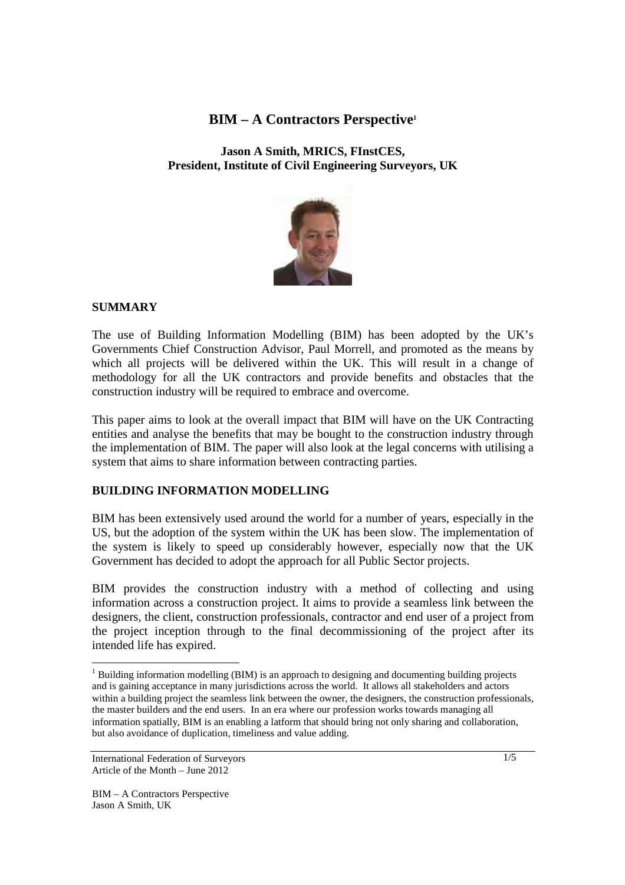# BIM – A Contractors Perspective[1]

**Jason A Smith, MRICS, FInstCES,**
**President, Institute of Civil Engineering Surveyors, UK**

## SUMMARY

The use of Building Information Modelling (BIM) has been adopted by the UK's Governments Chief Construction Advisor, Paul Morrell, and promoted as the means by which all projects will be delivered within the UK. This will result in a change of methodology for all the UK contractors and provide benefits and obstacles that the construction industry will be required to embrace and overcome.

This paper aims to look at the overall impact that BIM will have on the UK Contracting entities and analyse the benefits that may be bought to the construction industry through the implementation of BIM. The paper will also look at the legal concerns with utilising a system that aims to share information between contracting parties.

## BUILDING INFORMATION MODELLING

BIM has been extensively used around the world for a number of years, especially in the US, but the adoption of the system within the UK has been slow. The implementation of the system is likely to speed up considerably however, especially now that the UK Government has decided to adopt the approach for all Public Sector projects.

BIM provides the construction industry with a method of collecting and using information across a construction project. It aims to provide a seamless link between the designers, the client, construction professionals, contractor and end user of a project from the project inception through to the final decommissioning of the project after its intended life has expired.

---

[1] Building information modelling (BIM) is an approach to designing and documenting building projects and is gaining acceptance in many jurisdictions across the world. It allows all stakeholders and actors within a building project the seamless link between the owner, the designers, the construction professionals, the master builders and the end users. In an era where our profession works towards managing all information spatially, BIM is an enabling a latform that should bring not only sharing and collaboration, but also avoidance of duplication, timeliness and value adding.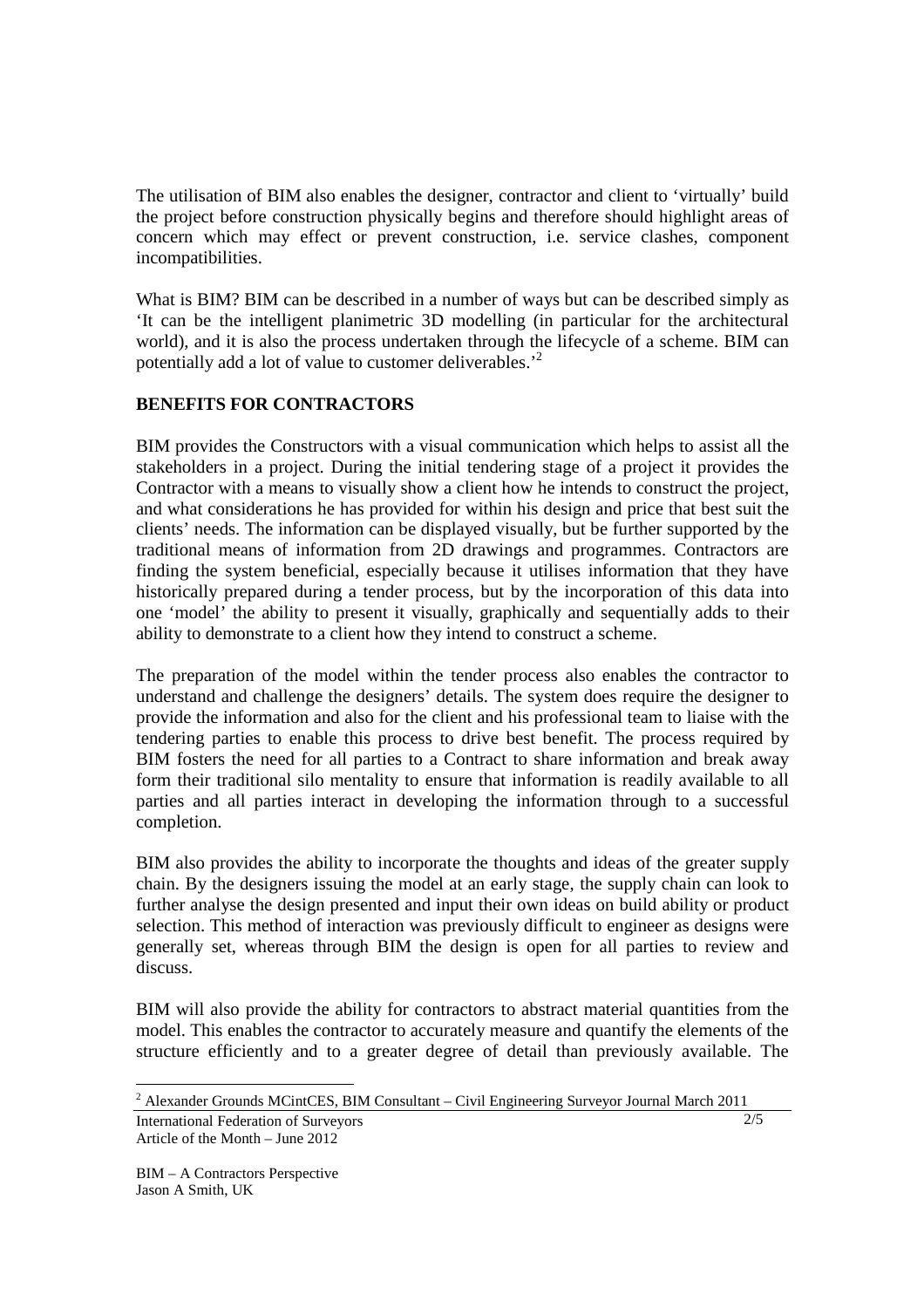The utilisation of BIM also enables the designer, contractor and client to 'virtually' build the project before construction physically begins and therefore should highlight areas of concern which may effect or prevent construction, i.e. service clashes, component incompatibilities.

What is BIM? BIM can be described in a number of ways but can be described simply as 'It can be the intelligent planimetric 3D modelling (in particular for the architectural world), and it is also the process undertaken through the lifecycle of a scheme. BIM can potentially add a lot of value to customer deliverables.'[2]

**BENEFITS FOR CONTRACTORS**

BIM provides the Constructors with a visual communication which helps to assist all the stakeholders in a project. During the initial tendering stage of a project it provides the Contractor with a means to visually show a client how he intends to construct the project, and what considerations he has provided for within his design and price that best suit the clients' needs. The information can be displayed visually, but be further supported by the traditional means of information from 2D drawings and programmes. Contractors are finding the system beneficial, especially because it utilises information that they have historically prepared during a tender process, but by the incorporation of this data into one 'model' the ability to present it visually, graphically and sequentially adds to their ability to demonstrate to a client how they intend to construct a scheme.

The preparation of the model within the tender process also enables the contractor to understand and challenge the designers' details. The system does require the designer to provide the information and also for the client and his professional team to liaise with the tendering parties to enable this process to drive best benefit. The process required by BIM fosters the need for all parties to a Contract to share information and break away form their traditional silo mentality to ensure that information is readily available to all parties and all parties interact in developing the information through to a successful completion.

BIM also provides the ability to incorporate the thoughts and ideas of the greater supply chain. By the designers issuing the model at an early stage, the supply chain can look to further analyse the design presented and input their own ideas on build ability or product selection. This method of interaction was previously difficult to engineer as designs were generally set, whereas through BIM the design is open for all parties to review and discuss.

BIM will also provide the ability for contractors to abstract material quantities from the model. This enables the contractor to accurately measure and quantify the elements of the structure efficiently and to a greater degree of detail than previously available. The

[2] Alexander Grounds MCIntCES, BIM Consultant – Civil Engineering Surveyor Journal March 2011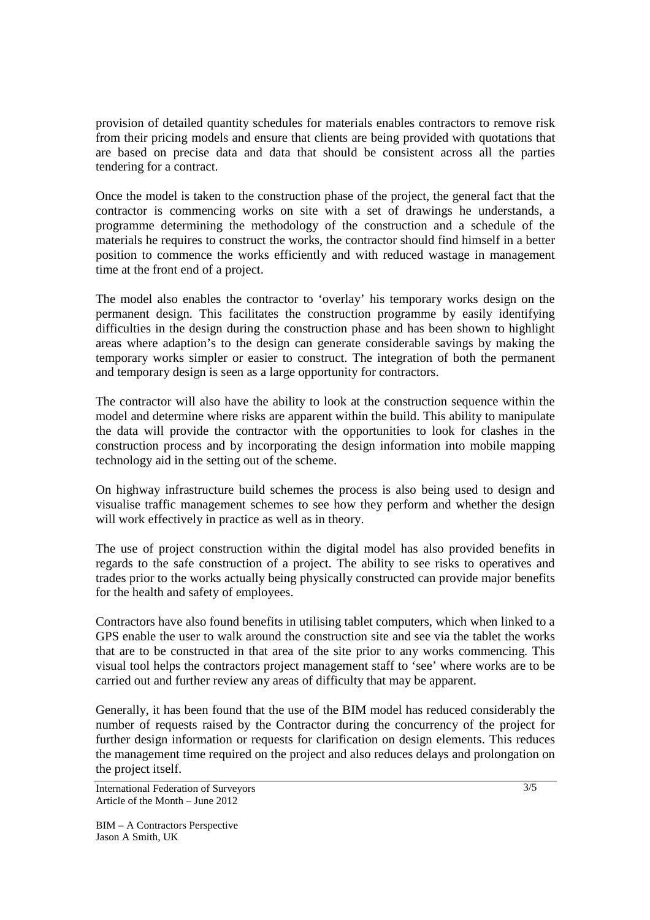provision of detailed quantity schedules for materials enables contractors to remove risk from their pricing models and ensure that clients are being provided with quotations that are based on precise data and data that should be consistent across all the parties tendering for a contract.

Once the model is taken to the construction phase of the project, the general fact that the contractor is commencing works on site with a set of drawings he understands, a programme determining the methodology of the construction and a schedule of the materials he requires to construct the works, the contractor should find himself in a better position to commence the works efficiently and with reduced wastage in management time at the front end of a project.

The model also enables the contractor to 'overlay' his temporary works design on the permanent design. This facilitates the construction programme by easily identifying difficulties in the design during the construction phase and has been shown to highlight areas where adaption's to the design can generate considerable savings by making the temporary works simpler or easier to construct. The integration of both the permanent and temporary design is seen as a large opportunity for contractors.

The contractor will also have the ability to look at the construction sequence within the model and determine where risks are apparent within the build. This ability to manipulate the data will provide the contractor with the opportunities to look for clashes in the construction process and by incorporating the design information into mobile mapping technology aid in the setting out of the scheme.

On highway infrastructure build schemes the process is also being used to design and visualise traffic management schemes to see how they perform and whether the design will work effectively in practice as well as in theory.

The use of project construction within the digital model has also provided benefits in regards to the safe construction of a project. The ability to see risks to operatives and trades prior to the works actually being physically constructed can provide major benefits for the health and safety of employees.

Contractors have also found benefits in utilising tablet computers, which when linked to a GPS enable the user to walk around the construction site and see via the tablet the works that are to be constructed in that area of the site prior to any works commencing. This visual tool helps the contractors project management staff to 'see' where works are to be carried out and further review any areas of difficulty that may be apparent.

Generally, it has been found that the use of the BIM model has reduced considerably the number of requests raised by the Contractor during the concurrency of the project for further design information or requests for clarification on design elements. This reduces the management time required on the project and also reduces delays and prolongation on the project itself.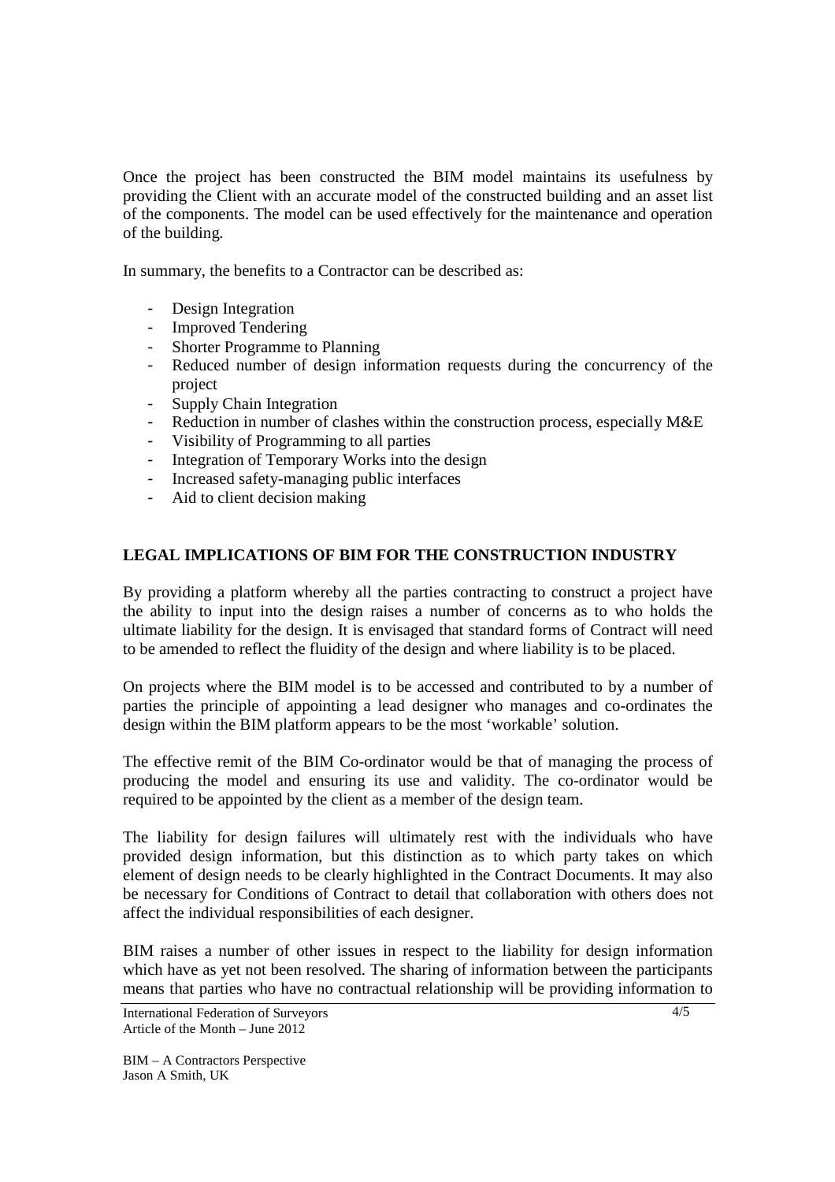Once the project has been constructed the BIM model maintains its usefulness by providing the Client with an accurate model of the constructed building and an asset list of the components. The model can be used effectively for the maintenance and operation of the building.

In summary, the benefits to a Contractor can be described as:

- Design Integration
- Improved Tendering
- Shorter Programme to Planning
- Reduced number of design information requests during the concurrency of the project
- Supply Chain Integration
- Reduction in number of clashes within the construction process, especially M&E
- Visibility of Programming to all parties
- Integration of Temporary Works into the design
- Increased safety-managing public interfaces
- Aid to client decision making

## LEGAL IMPLICATIONS OF BIM FOR THE CONSTRUCTION INDUSTRY

By providing a platform whereby all the parties contracting to construct a project have the ability to input into the design raises a number of concerns as to who holds the ultimate liability for the design. It is envisaged that standard forms of Contract will need to be amended to reflect the fluidity of the design and where liability is to be placed.

On projects where the BIM model is to be accessed and contributed to by a number of parties the principle of appointing a lead designer who manages and co-ordinates the design within the BIM platform appears to be the most 'workable' solution.

The effective remit of the BIM Co-ordinator would be that of managing the process of producing the model and ensuring its use and validity. The co-ordinator would be required to be appointed by the client as a member of the design team.

The liability for design failures will ultimately rest with the individuals who have provided design information, but this distinction as to which party takes on which element of design needs to be clearly highlighted in the Contract Documents. It may also be necessary for Conditions of Contract to detail that collaboration with others does not affect the individual responsibilities of each designer.

BIM raises a number of other issues in respect to the liability for design information which have as yet not been resolved. The sharing of information between the participants means that parties who have no contractual relationship will be providing information to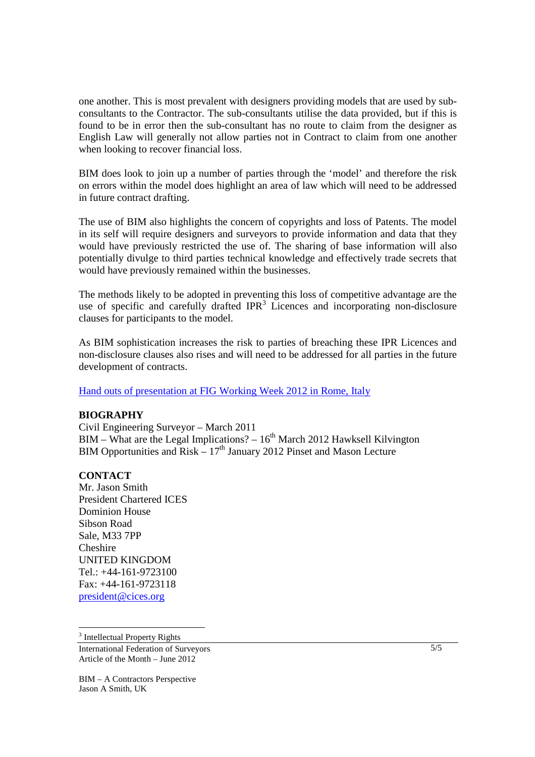one another. This is most prevalent with designers providing models that are used by sub-consultants to the Contractor. The sub-consultants utilise the data provided, but if this is found to be in error then the sub-consultant has no route to claim from the designer as English Law will generally not allow parties not in Contract to claim from one another when looking to recover financial loss.

BIM does look to join up a number of parties through the 'model' and therefore the risk on errors within the model does highlight an area of law which will need to be addressed in future contract drafting.

The use of BIM also highlights the concern of copyrights and loss of Patents. The model in its self will require designers and surveyors to provide information and data that they would have previously restricted the use of. The sharing of base information will also potentially divulge to third parties technical knowledge and effectively trade secrets that would have previously remained within the businesses.

The methods likely to be adopted in preventing this loss of competitive advantage are the use of specific and carefully drafted IPR[3] Licences and incorporating non-disclosure clauses for participants to the model.

As BIM sophistication increases the risk to parties of breaching these IPR Licences and non-disclosure clauses also rises and will need to be addressed for all parties in the future development of contracts.

Hand outs of presentation at FIG Working Week 2012 in Rome, Italy

**BIOGRAPHY**

Civil Engineering Surveyor – March 2011
BIM – What are the Legal Implications? – 16th March 2012 Hawksell Kilvington
BIM Opportunities and Risk – 17th January 2012 Pinset and Mason Lecture

**CONTACT**

Mr. Jason Smith
President Chartered ICES
Dominion House
Sibson Road
Sale, M33 7PP
Cheshire
UNITED KINGDOM
Tel.: +44-161-9723100
Fax: +44-161-9723118
president@cices.org

[3] Intellectual Property Rights